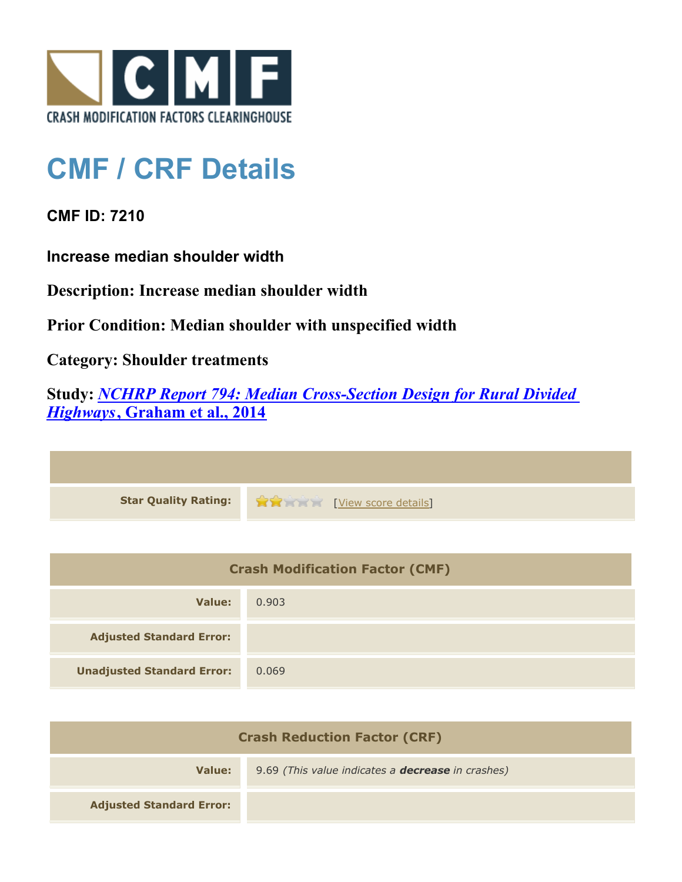CRASH MODIFICATION FACTORS CLEARINGHOUSE

# CMF / CRF Details

**CMF ID: 7210**

**Increase median shoulder width**

**Description: Increase median shoulder width**

**Prior Condition: Median shoulder with unspecified width**

**Category: Shoulder treatments**

**Study: *NCHRP Report 794: Median Cross-Section Design for Rural Divided Highways*, Graham et al., 2014**

| | |
|---|---|
| **Star Quality Rating:** | [View score details] |

| Crash Modification Factor (CMF) | |
|---|---|
| **Value:** | 0.903 |
| **Adjusted Standard Error:** | |
| **Unadjusted Standard Error:** | 0.069 |

| Crash Reduction Factor (CRF) | |
|---|---|
| **Value:** | 9.69 *(This value indicates a **decrease** in crashes)* |
| **Adjusted Standard Error:** | |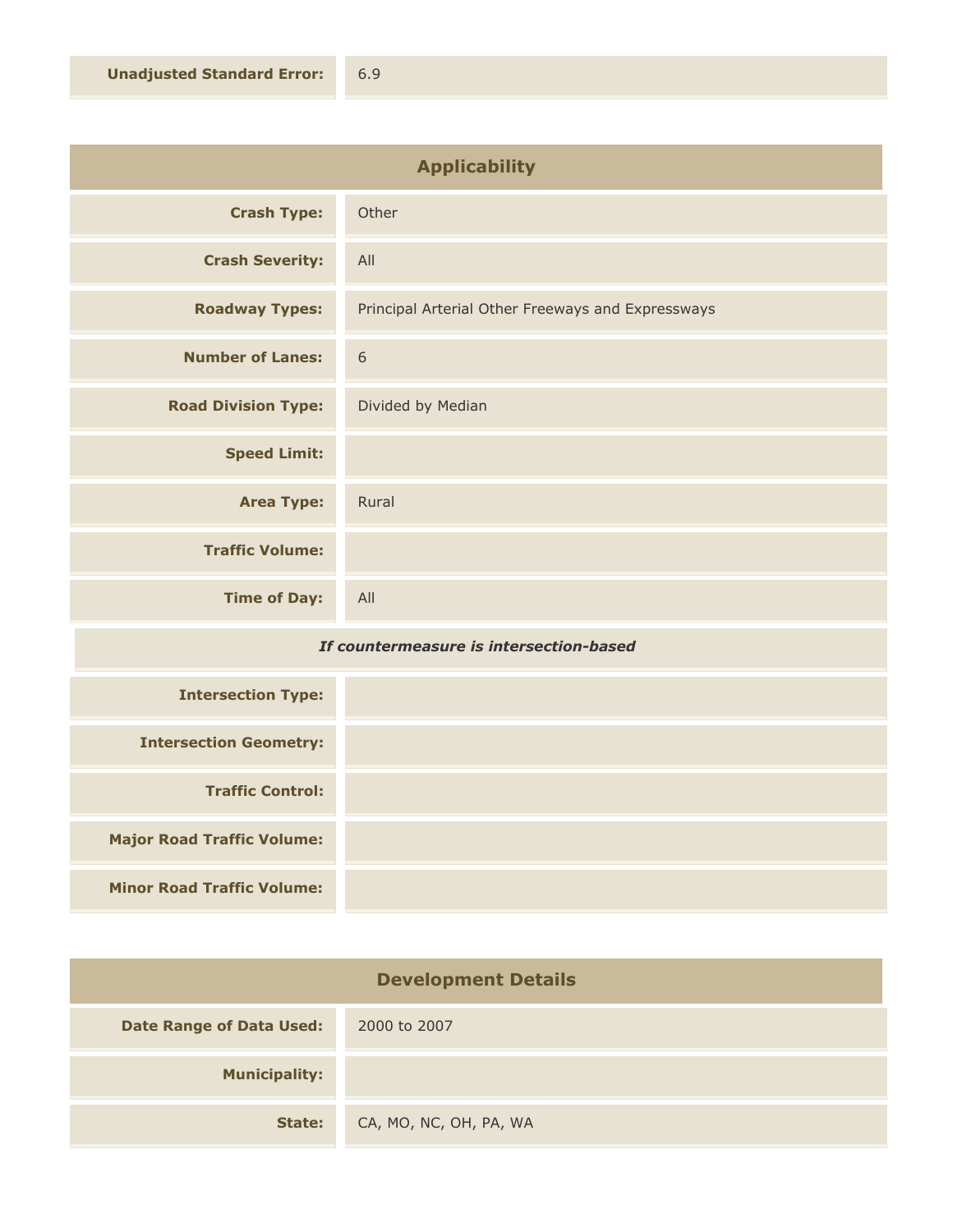| | |
|---|---|
| **Unadjusted Standard Error:** | 6.9 |

## Applicability

| | |
|---|---|
| **Crash Type:** | Other |
| **Crash Severity:** | All |
| **Roadway Types:** | Principal Arterial Other Freeways and Expressways |
| **Number of Lanes:** | 6 |
| **Road Division Type:** | Divided by Median |
| **Speed Limit:** | |
| **Area Type:** | Rural |
| **Traffic Volume:** | |
| **Time of Day:** | All |

***If countermeasure is intersection-based***

| | |
|---|---|
| **Intersection Type:** | |
| **Intersection Geometry:** | |
| **Traffic Control:** | |
| **Major Road Traffic Volume:** | |
| **Minor Road Traffic Volume:** | |

## Development Details

| | |
|---|---|
| **Date Range of Data Used:** | 2000 to 2007 |
| **Municipality:** | |
| **State:** | CA, MO, NC, OH, PA, WA |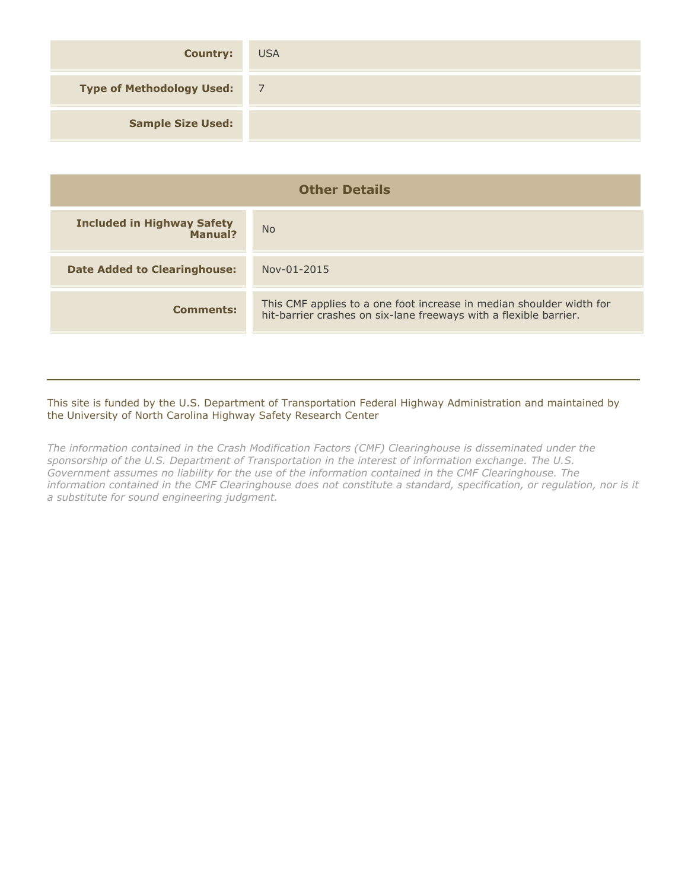| | |
|---|---|
| **Country:** | USA |
| **Type of Methodology Used:** | 7 |
| **Sample Size Used:** | |

## Other Details

| | |
|---|---|
| **Included in Highway Safety Manual?** | No |
| **Date Added to Clearinghouse:** | Nov-01-2015 |
| **Comments:** | This CMF applies to a one foot increase in median shoulder width for hit-barrier crashes on six-lane freeways with a flexible barrier. |

---

This site is funded by the U.S. Department of Transportation Federal Highway Administration and maintained by the University of North Carolina Highway Safety Research Center

*The information contained in the Crash Modification Factors (CMF) Clearinghouse is disseminated under the sponsorship of the U.S. Department of Transportation in the interest of information exchange. The U.S. Government assumes no liability for the use of the information contained in the CMF Clearinghouse. The information contained in the CMF Clearinghouse does not constitute a standard, specification, or regulation, nor is it a substitute for sound engineering judgment.*